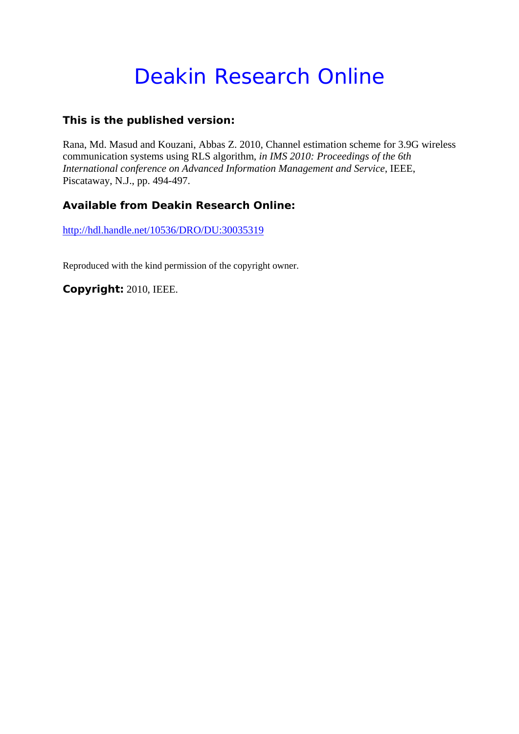# Deakin Research Online

### This is the published version:

Rana, Md. Masud and Kouzani, Abbas Z. 2010, Channel estimation scheme for 3.9G wireless communication systems using RLS algorithm, *in IMS 2010: Proceedings of the 6th International conference on Advanced Information Management and Service*, IEEE, Piscataway, N.J., pp. 494-497.

### Available from Deakin Research Online:

http://hdl.handle.net/10536/DRO/DU:30035319

Reproduced with the kind permission of the copyright owner.

**Copyright:** 2010, IEEE.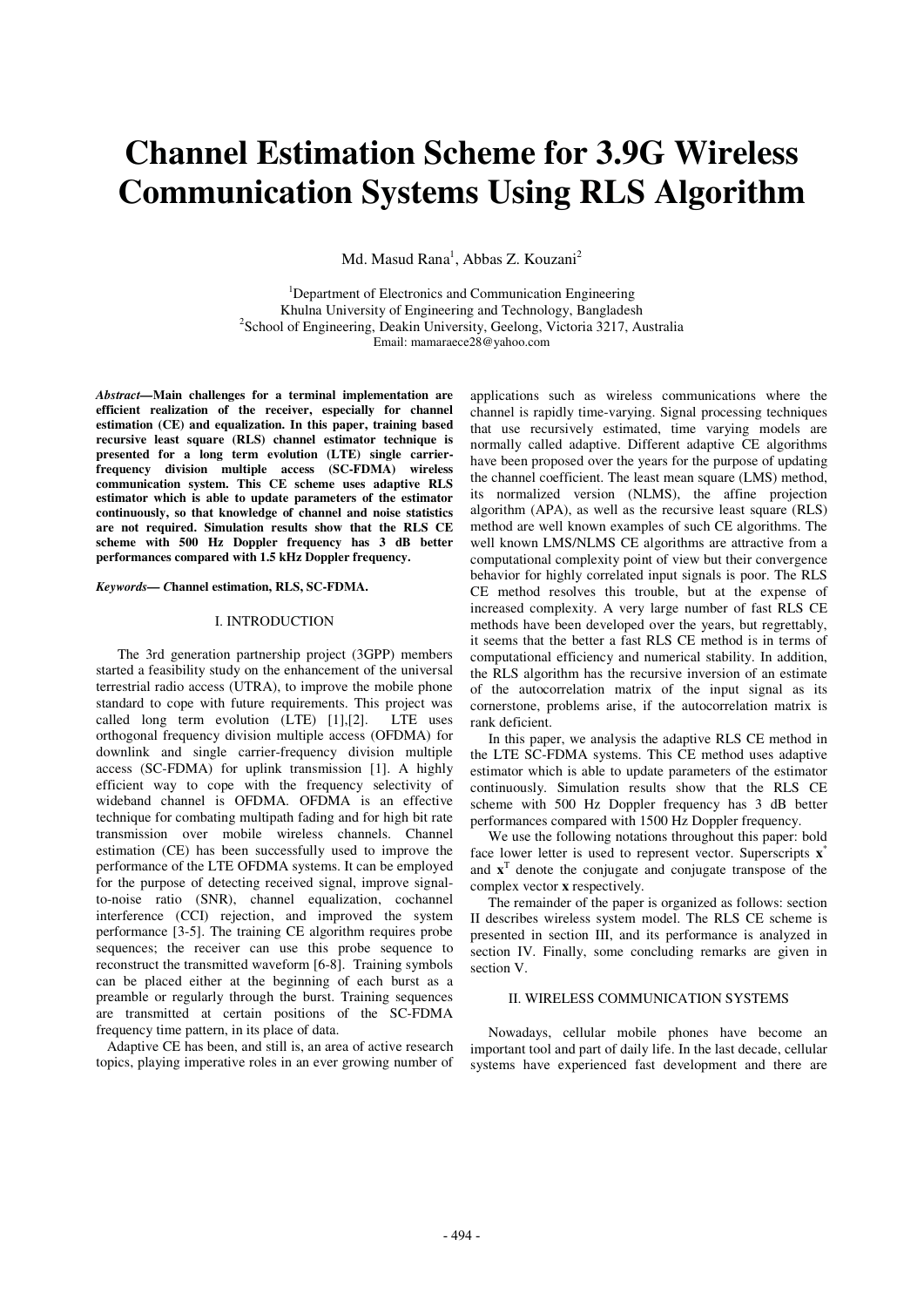# Channel Estimation Scheme for 3.9G Wireless Communication Systems Using RLS Algorithm

Md. Masud Rana[1], Abbas Z. Kouzani[2]

[1]Department of Electronics and Communication Engineering
Khulna University of Engineering and Technology, Bangladesh
[2]School of Engineering, Deakin University, Geelong, Victoria 3217, Australia
Email: mamaraece28@yahoo.com

***Abstract*—Main challenges for a terminal implementation are efficient realization of the receiver, especially for channel estimation (CE) and equalization. In this paper, training based recursive least square (RLS) channel estimator technique is presented for a long term evolution (LTE) single carrier-frequency division multiple access (SC-FDMA) wireless communication system. This CE scheme uses adaptive RLS estimator which is able to update parameters of the estimator continuously, so that knowledge of channel and noise statistics are not required. Simulation results show that the RLS CE scheme with 500 Hz Doppler frequency has 3 dB better performances compared with 1.5 kHz Doppler frequency.**

***Keywords*— *C*hannel estimation, RLS, SC-FDMA.**

## I. INTRODUCTION

The 3rd generation partnership project (3GPP) members started a feasibility study on the enhancement of the universal terrestrial radio access (UTRA), to improve the mobile phone standard to cope with future requirements. This project was called long term evolution (LTE) [1],[2]. LTE uses orthogonal frequency division multiple access (OFDMA) for downlink and single carrier-frequency division multiple access (SC-FDMA) for uplink transmission [1]. A highly efficient way to cope with the frequency selectivity of wideband channel is OFDMA. OFDMA is an effective technique for combating multipath fading and for high bit rate transmission over mobile wireless channels. Channel estimation (CE) has been successfully used to improve the performance of the LTE OFDMA systems. It can be employed for the purpose of detecting received signal, improve signal-to-noise ratio (SNR), channel equalization, cochannel interference (CCI) rejection, and improved the system performance [3-5]. The training CE algorithm requires probe sequences; the receiver can use this probe sequence to reconstruct the transmitted waveform [6-8]. Training symbols can be placed either at the beginning of each burst as a preamble or regularly through the burst. Training sequences are transmitted at certain positions of the SC-FDMA frequency time pattern, in its place of data.

Adaptive CE has been, and still is, an area of active research topics, playing imperative roles in an ever growing number of applications such as wireless communications where the channel is rapidly time-varying. Signal processing techniques that use recursively estimated, time varying models are normally called adaptive. Different adaptive CE algorithms have been proposed over the years for the purpose of updating the channel coefficient. The least mean square (LMS) method, its normalized version (NLMS), the affine projection algorithm (APA), as well as the recursive least square (RLS) method are well known examples of such CE algorithms. The well known LMS/NLMS CE algorithms are attractive from a computational complexity point of view but their convergence behavior for highly correlated input signals is poor. The RLS CE method resolves this trouble, but at the expense of increased complexity. A very large number of fast RLS CE methods have been developed over the years, but regrettably, it seems that the better a fast RLS CE method is in terms of computational efficiency and numerical stability. In addition, the RLS algorithm has the recursive inversion of an estimate of the autocorrelation matrix of the input signal as its cornerstone, problems arise, if the autocorrelation matrix is rank deficient.

In this paper, we analysis the adaptive RLS CE method in the LTE SC-FDMA systems. This CE method uses adaptive estimator which is able to update parameters of the estimator continuously. Simulation results show that the RLS CE scheme with 500 Hz Doppler frequency has 3 dB better performances compared with 1500 Hz Doppler frequency.

We use the following notations throughout this paper: bold face lower letter is used to represent vector. Superscripts $\mathbf{x}^*$ and $\mathbf{x}^T$ denote the conjugate and conjugate transpose of the complex vector $\mathbf{x}$ respectively.

The remainder of the paper is organized as follows: section II describes wireless system model. The RLS CE scheme is presented in section III, and its performance is analyzed in section IV. Finally, some concluding remarks are given in section V.

## II. WIRELESS COMMUNICATION SYSTEMS

Nowadays, cellular mobile phones have become an important tool and part of daily life. In the last decade, cellular systems have experienced fast development and there are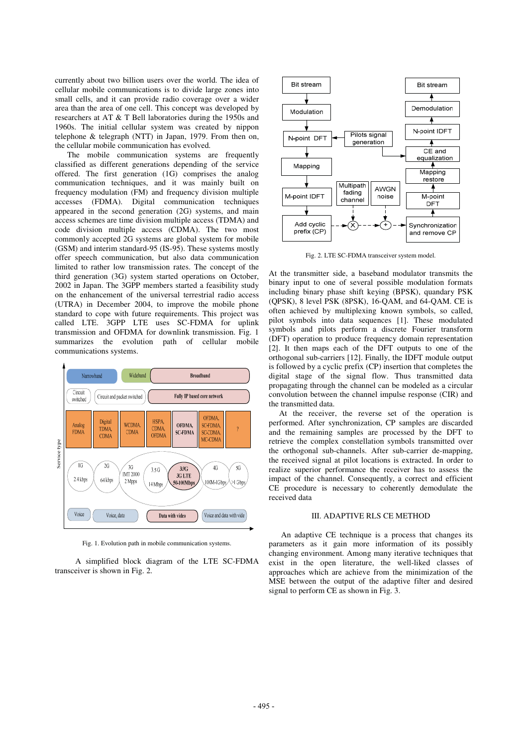currently about two billion users over the world. The idea of cellular mobile communications is to divide large zones into small cells, and it can provide radio coverage over a wider area than the area of one cell. This concept was developed by researchers at AT & T Bell laboratories during the 1950s and 1960s. The initial cellular system was created by nippon telephone & telegraph (NTT) in Japan, 1979. From then on, the cellular mobile communication has evolved.

The mobile communication systems are frequently classified as different generations depending of the service offered. The first generation (1G) comprises the analog communication techniques, and it was mainly built on frequency modulation (FM) and frequency division multiple accesses (FDMA). Digital communication techniques appeared in the second generation (2G) systems, and main access schemes are time division multiple access (TDMA) and code division multiple access (CDMA). The two most commonly accepted 2G systems are global system for mobile (GSM) and interim standard-95 (IS-95). These systems mostly offer speech communication, but also data communication limited to rather low transmission rates. The concept of the third generation (3G) system started operations on October, 2002 in Japan. The 3GPP members started a feasibility study on the enhancement of the universal terrestrial radio access (UTRA) in December 2004, to improve the mobile phone standard to cope with future requirements. This project was called LTE. 3GPP LTE uses SC-FDMA for uplink transmission and OFDMA for downlink transmission. Fig. 1 summarizes the evolution path of cellular mobile communications systems.

Fig. 1. Evolution path in mobile communication systems.

A simplified block diagram of the LTE SC-FDMA transceiver is shown in Fig. 2.

Fig. 2. LTE SC-FDMA transceiver system model.

At the transmitter side, a baseband modulator transmits the binary input to one of several possible modulation formats including binary phase shift keying (BPSK), quandary PSK (QPSK), 8 level PSK (8PSK), 16-QAM, and 64-QAM. CE is often achieved by multiplexing known symbols, so called, pilot symbols into data sequences [1]. These modulated symbols and pilots perform a discrete Fourier transform (DFT) operation to produce frequency domain representation [2]. It then maps each of the DFT outputs to one of the orthogonal sub-carriers [12]. Finally, the IDFT module output is followed by a cyclic prefix (CP) insertion that completes the digital stage of the signal flow. Thus transmitted data propagating through the channel can be modeled as a circular convolution between the channel impulse response (CIR) and the transmitted data.

At the receiver, the reverse set of the operation is performed. After synchronization, CP samples are discarded and the remaining samples are processed by the DFT to retrieve the complex constellation symbols transmitted over the orthogonal sub-channels. After sub-carrier de-mapping, the received signal at pilot locations is extracted. In order to realize superior performance the receiver has to assess the impact of the channel. Consequently, a correct and efficient CE procedure is necessary to coherently demodulate the received data

## III. ADAPTIVE RLS CE METHOD

An adaptive CE technique is a process that changes its parameters as it gain more information of its possibly changing environment. Among many iterative techniques that exist in the open literature, the well-liked classes of approaches which are achieve from the minimization of the MSE between the output of the adaptive filter and desired signal to perform CE as shown in Fig. 3.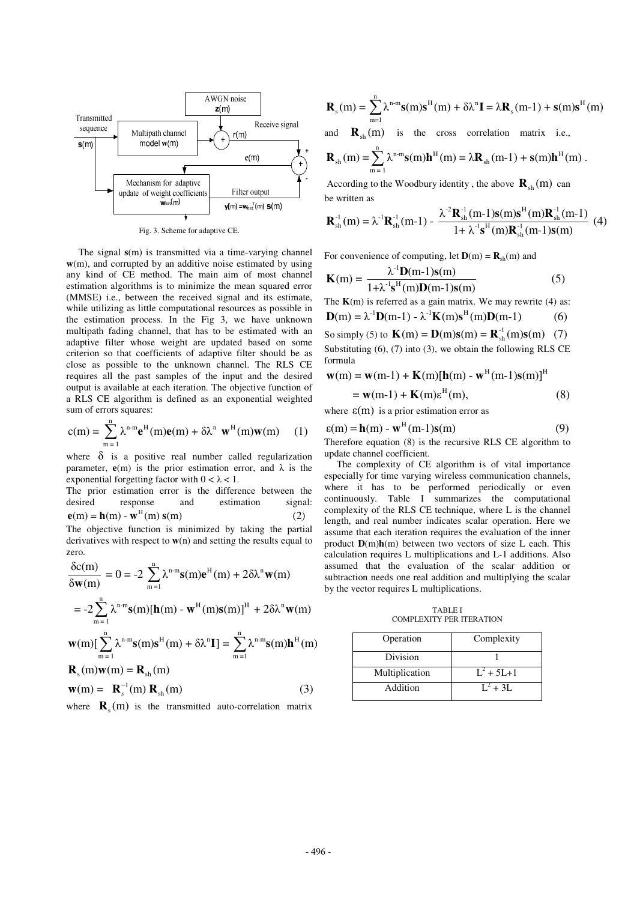Fig. 3. Scheme for adaptive CE.

The signal $\mathbf{s}(m)$ is transmitted via a time-varying channel $\mathbf{w}(m)$, and corrupted by an additive noise estimated by using any kind of CE method. The main aim of most channel estimation algorithms is to minimize the mean squared error (MMSE) i.e., between the received signal and its estimate, while utilizing as little computational resources as possible in the estimation process. In the Fig 3, we have unknown multipath fading channel, that has to be estimated with an adaptive filter whose weight are updated based on some criterion so that coefficients of adaptive filter should be as close as possible to the unknown channel. The RLS CE requires all the past samples of the input and the desired output is available at each iteration. The objective function of a RLS CE algorithm is defined as an exponential weighted sum of errors squares:

$$c(m) = \sum_{m=1}^{n} \lambda^{n-m}\mathbf{e}^{H}(m)\mathbf{e}(m) + \delta\lambda^{n}\ \mathbf{w}^{H}(m)\mathbf{w}(m) \quad (1)$$

where $\delta$ is a positive real number called regularization parameter, $\mathbf{e}(m)$ is the prior estimation error, and $\lambda$ is the exponential forgetting factor with $0 < \lambda < 1$.

The prior estimation error is the difference between the desired response and estimation signal:

$$\mathbf{e}(m) = \mathbf{h}(m) - \mathbf{w}^{H}(m)\ \mathbf{s}(m) \quad (2)$$

The objective function is minimized by taking the partial derivatives with respect to $\mathbf{w}(n)$ and setting the results equal to zero.

$$\frac{\delta c(m)}{\delta \mathbf{w}(m)} = 0 = -2\sum_{m=1}^{n} \lambda^{n-m}\mathbf{s}(m)\mathbf{e}^{H}(m) + 2\delta\lambda^{n}\mathbf{w}(m)$$

$$= -2\sum_{m=1}^{n} \lambda^{n-m}\mathbf{s}(m)[\mathbf{h}(m) - \mathbf{w}^{H}(m)\mathbf{s}(m)]^{H} + 2\delta\lambda^{n}\mathbf{w}(m)$$

$$\mathbf{w}(m)[\sum_{m=1}^{n} \lambda^{n-m}\mathbf{s}(m)\mathbf{s}^{H}(m) + \delta\lambda^{n}\mathbf{I}] = \sum_{m=1}^{n} \lambda^{n-m}\mathbf{s}(m)\mathbf{h}^{H}(m)$$

$$\mathbf{R}_{s}(m)\mathbf{w}(m) = \mathbf{R}_{sh}(m)$$

$$\mathbf{w}(m) = \mathbf{R}_{s}^{-1}(m)\ \mathbf{R}_{sh}(m) \quad (3)$$

where $\mathbf{R}_{s}(m)$ is the transmitted auto-correlation matrix

$$\mathbf{R}_{s}(m) = \sum_{m=1}^{n} \lambda^{n-m}\mathbf{s}(m)\mathbf{s}^{H}(m) + \delta\lambda^{n}\mathbf{I} = \lambda\mathbf{R}_{s}(m\text{-}1) + \mathbf{s}(m)\mathbf{s}^{H}(m)$$

and $\mathbf{R}_{sh}(m)$ is the cross correlation matrix i.e.,

$$\mathbf{R}_{sh}(m) = \sum_{m=1}^{n} \lambda^{n-m}\mathbf{s}(m)\mathbf{h}^{H}(m) = \lambda\mathbf{R}_{sh}(m\text{-}1) + \mathbf{s}(m)\mathbf{h}^{H}(m).$$

According to the Woodbury identity, the above $\mathbf{R}_{sh}(m)$ can be written as

$$\mathbf{R}_{sh}^{-1}(m) = \lambda^{-1}\mathbf{R}_{sh}^{-1}(m\text{-}1) - \frac{\lambda^{-2}\mathbf{R}_{sh}^{-1}(m\text{-}1)\mathbf{s}(m)\mathbf{s}^{H}(m)\mathbf{R}_{sh}^{-1}(m\text{-}1)}{1+\lambda^{-1}\mathbf{s}^{H}(m)\mathbf{R}_{sh}^{-1}(m\text{-}1)\mathbf{s}(m)} \quad (4)$$

For convenience of computing, let $\mathbf{D}(m) = \mathbf{R}_{sh}(m)$ and

$$\mathbf{K}(m) = \frac{\lambda^{-1}\mathbf{D}(m\text{-}1)\mathbf{s}(m)}{1+\lambda^{-1}\mathbf{s}^{H}(m)\mathbf{D}(m\text{-}1)\mathbf{s}(m)} \quad (5)$$

The $\mathbf{K}(m)$ is referred as a gain matrix. We may rewrite (4) as:

$$\mathbf{D}(m) = \lambda^{-1}\mathbf{D}(m\text{-}1) - \lambda^{-1}\mathbf{K}(m)\mathbf{s}^{H}(m)\mathbf{D}(m\text{-}1) \quad (6)$$

So simply (5) to $\mathbf{K}(m) = \mathbf{D}(m)\mathbf{s}(m) = \mathbf{R}_{sh}^{-1}(m)\mathbf{s}(m)$ (7)

Substituting (6), (7) into (3), we obtain the following RLS CE formula

$$\mathbf{w}(m) = \mathbf{w}(m\text{-}1) + \mathbf{K}(m)[\mathbf{h}(m) - \mathbf{w}^{H}(m\text{-}1)\mathbf{s}(m)]^{H}$$

$$= \mathbf{w}(m\text{-}1) + \mathbf{K}(m)\varepsilon^{H}(m), \quad (8)$$

where $\varepsilon(m)$ is a prior estimation error as

$$\varepsilon(m) = \mathbf{h}(m) - \mathbf{w}^{H}(m\text{-}1)\mathbf{s}(m) \quad (9)$$

Therefore equation (8) is the recursive RLS CE algorithm to update channel coefficient.

The complexity of CE algorithm is of vital importance especially for time varying wireless communication channels, where it has to be performed periodically or even continuously. Table I summarizes the computational complexity of the RLS CE technique, where L is the channel length, and real number indicates scalar operation. Here we assume that each iteration requires the evaluation of the inner product $\mathbf{D}(m)\mathbf{h}(m)$ between two vectors of size L each. This calculation requires L multiplications and L-1 additions. Also assumed that the evaluation of the scalar addition or subtraction needs one real addition and multiplying the scalar by the vector requires L multiplications.

TABLE I
COMPLEXITY PER ITERATION

| Operation | Complexity |
| --- | --- |
| Division | 1 |
| Multiplication | $L^2 + 5L+1$ |
| Addition | $L^2 + 3L$ |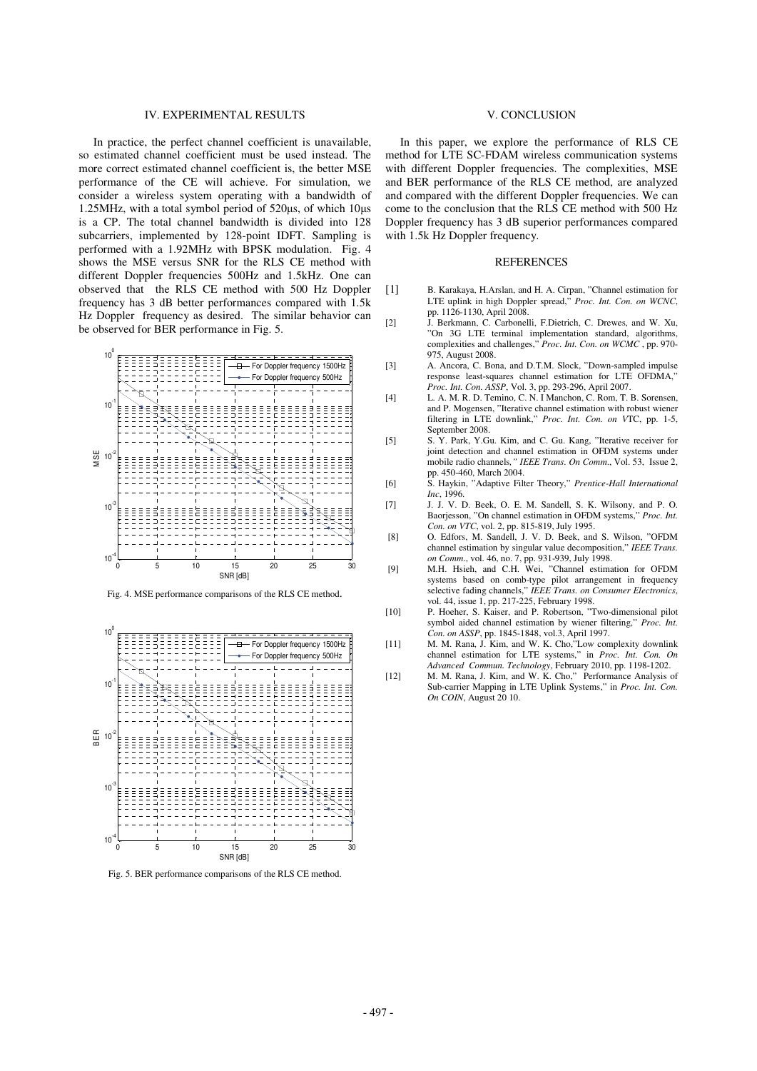## IV. EXPERIMENTAL RESULTS

In practice, the perfect channel coefficient is unavailable, so estimated channel coefficient must be used instead. The more correct estimated channel coefficient is, the better MSE performance of the CE will achieve. For simulation, we consider a wireless system operating with a bandwidth of 1.25MHz, with a total symbol period of 520μs, of which 10μs is a CP. The total channel bandwidth is divided into 128 subcarriers, implemented by 128-point IDFT. Sampling is performed with a 1.92MHz with BPSK modulation. Fig. 4 shows the MSE versus SNR for the RLS CE method with different Doppler frequencies 500Hz and 1.5kHz. One can observed that the RLS CE method with 500 Hz Doppler frequency has 3 dB better performances compared with 1.5k Hz Doppler frequency as desired. The similar behavior can be observed for BER performance in Fig. 5.

$10^{0}$
$10^{-1}$
$10^{-2}$
$10^{-3}$
$10^{-4}$
MSE
0 5 10 15 20 25 30
SNR [dB]
For Doppler frequency 1500Hz
For Doppler frequency 500Hz

Fig. 4. MSE performance comparisons of the RLS CE method.

$10^{0}$
$10^{-1}$
$10^{-2}$
$10^{-3}$
$10^{-4}$
BER
0 5 10 15 20 25 30
SNR [dB]
For Doppler frequency 1500Hz
For Doppler frequency 500Hz

Fig. 5. BER performance comparisons of the RLS CE method.

## V. CONCLUSION

In this paper, we explore the performance of RLS CE method for LTE SC-FDAM wireless communication systems with different Doppler frequencies. The complexities, MSE and BER performance of the RLS CE method, are analyzed and compared with the different Doppler frequencies. We can come to the conclusion that the RLS CE method with 500 Hz Doppler frequency has 3 dB superior performances compared with 1.5k Hz Doppler frequency.

## REFERENCES

[1] B. Karakaya, H.Arslan, and H. A. Cirpan, "Channel estimation for LTE uplink in high Doppler spread," *Proc. Int. Con. on WCNC*, pp. 1126-1130, April 2008.

[2] J. Berkmann, C. Carbonelli, F.Dietrich, C. Drewes, and W. Xu, "On 3G LTE terminal implementation standard, algorithms, complexities and challenges," *Proc. Int. Con. on WCMC* , pp. 970-975, August 2008.

[3] A. Ancora, C. Bona, and D.T.M. Slock, "Down-sampled impulse response least-squares channel estimation for LTE OFDMA," *Proc. Int. Con. ASSP*, Vol. 3, pp. 293-296, April 2007.

[4] L. A. M. R. D. Temino, C. N. I Manchon, C. Rom, T. B. Sorensen, and P. Mogensen, "Iterative channel estimation with robust wiener filtering in LTE downlink," *Proc. Int. Con. on VTC*, pp. 1-5, September 2008.

[5] S. Y. Park, Y.Gu. Kim, and C. Gu. Kang, "Iterative receiver for joint detection and channel estimation in OFDM systems under mobile radio channels," *IEEE Trans. On Comm.*, Vol. 53, Issue 2, pp. 450-460, March 2004.

[6] S. Haykin, "Adaptive Filter Theory," *Prentice-Hall International Inc*, 1996.

[7] J. J. V. D. Beek, O. E. M. Sandell, S. K. Wilsony, and P. O. Baorjesson, "On channel estimation in OFDM systems," *Proc. Int. Con. on VTC*, vol. 2, pp. 815-819, July 1995.

[8] O. Edfors, M. Sandell, J. V. D. Beek, and S. Wilson, "OFDM channel estimation by singular value decomposition," *IEEE Trans. on Comm.*, vol. 46, no. 7, pp. 931-939, July 1998.

[9] M.H. Hsieh, and C.H. Wei, "Channel estimation for OFDM systems based on comb-type pilot arrangement in frequency selective fading channels," *IEEE Trans. on Consumer Electronics*, vol. 44, issue 1, pp. 217-225, February 1998.

[10] P. Hoeher, S. Kaiser, and P. Robertson, "Two-dimensional pilot symbol aided channel estimation by wiener filtering," *Proc. Int. Con. on ASSP*, pp. 1845-1848, vol.3, April 1997.

[11] M. M. Rana, J. Kim, and W. K. Cho,"Low complexity downlink channel estimation for LTE systems," in *Proc. Int. Con. On Advanced Commun. Technology*, February 2010, pp. 1198-1202.

[12] M. M. Rana, J. Kim, and W. K. Cho," Performance Analysis of Sub-carrier Mapping in LTE Uplink Systems," in *Proc. Int. Con. On COIN*, August 20 10.